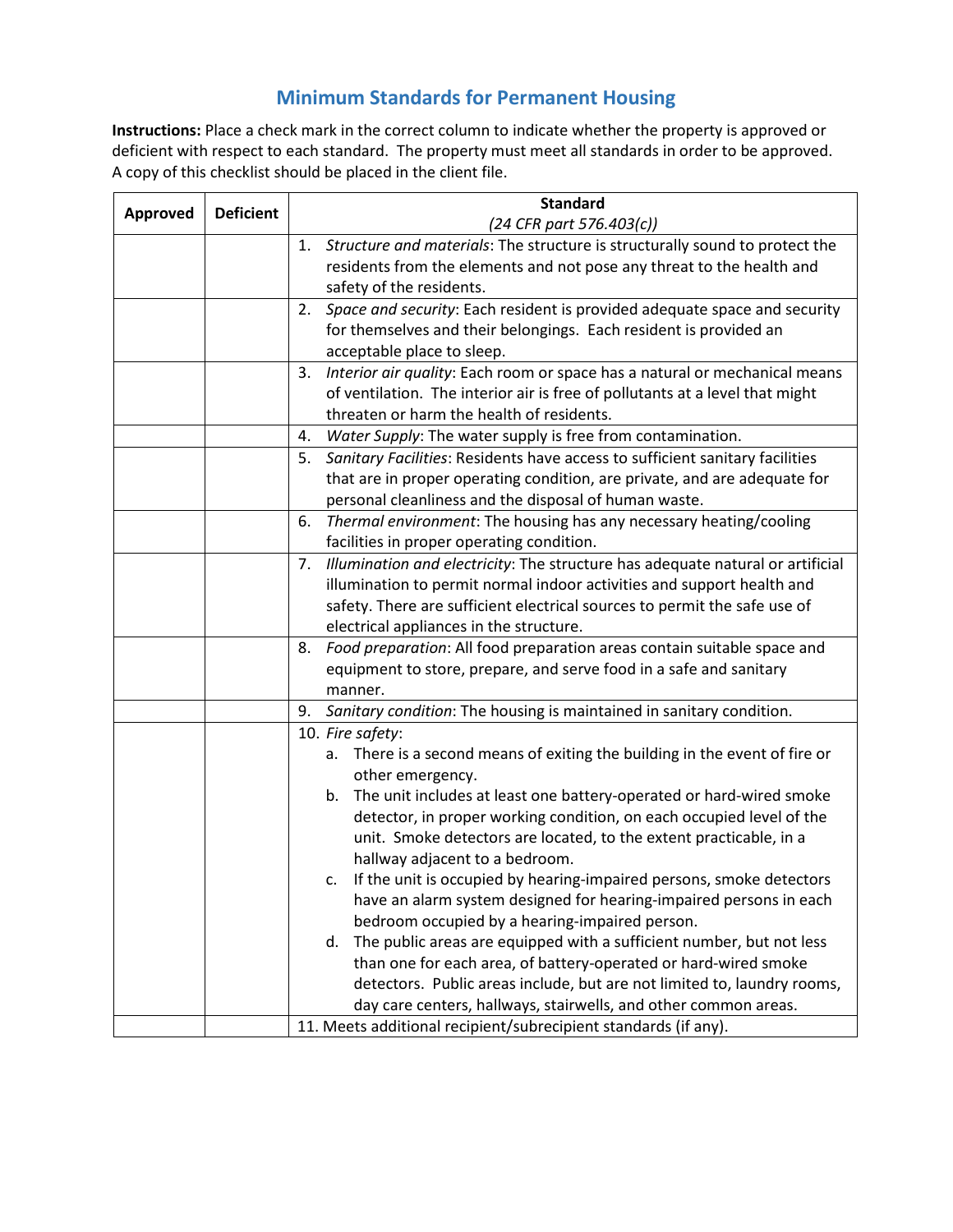# Minimum Standards for Permanent Housing

**Instructions:** Place a check mark in the correct column to indicate whether the property is approved or deficient with respect to each standard. The property must meet all standards in order to be approved. A copy of this checklist should be placed in the client file.

| Approved | Deficient | Standard<br>*(24 CFR part 576.403(c))* |
|---|---|---|
| | | 1. *Structure and materials*: The structure is structurally sound to protect the residents from the elements and not pose any threat to the health and safety of the residents. |
| | | 2. *Space and security*: Each resident is provided adequate space and security for themselves and their belongings. Each resident is provided an acceptable place to sleep. |
| | | 3. *Interior air quality*: Each room or space has a natural or mechanical means of ventilation. The interior air is free of pollutants at a level that might threaten or harm the health of residents. |
| | | 4. *Water Supply*: The water supply is free from contamination. |
| | | 5. *Sanitary Facilities*: Residents have access to sufficient sanitary facilities that are in proper operating condition, are private, and are adequate for personal cleanliness and the disposal of human waste. |
| | | 6. *Thermal environment*: The housing has any necessary heating/cooling facilities in proper operating condition. |
| | | 7. *Illumination and electricity*: The structure has adequate natural or artificial illumination to permit normal indoor activities and support health and safety. There are sufficient electrical sources to permit the safe use of electrical appliances in the structure. |
| | | 8. *Food preparation*: All food preparation areas contain suitable space and equipment to store, prepare, and serve food in a safe and sanitary manner. |
| | | 9. *Sanitary condition*: The housing is maintained in sanitary condition. |
| | | 10. *Fire safety*:<br>a. There is a second means of exiting the building in the event of fire or other emergency.<br>b. The unit includes at least one battery-operated or hard-wired smoke detector, in proper working condition, on each occupied level of the unit. Smoke detectors are located, to the extent practicable, in a hallway adjacent to a bedroom.<br>c. If the unit is occupied by hearing-impaired persons, smoke detectors have an alarm system designed for hearing-impaired persons in each bedroom occupied by a hearing-impaired person.<br>d. The public areas are equipped with a sufficient number, but not less than one for each area, of battery-operated or hard-wired smoke detectors. Public areas include, but are not limited to, laundry rooms, day care centers, hallways, stairwells, and other common areas. |
| | | 11. Meets additional recipient/subrecipient standards (if any). |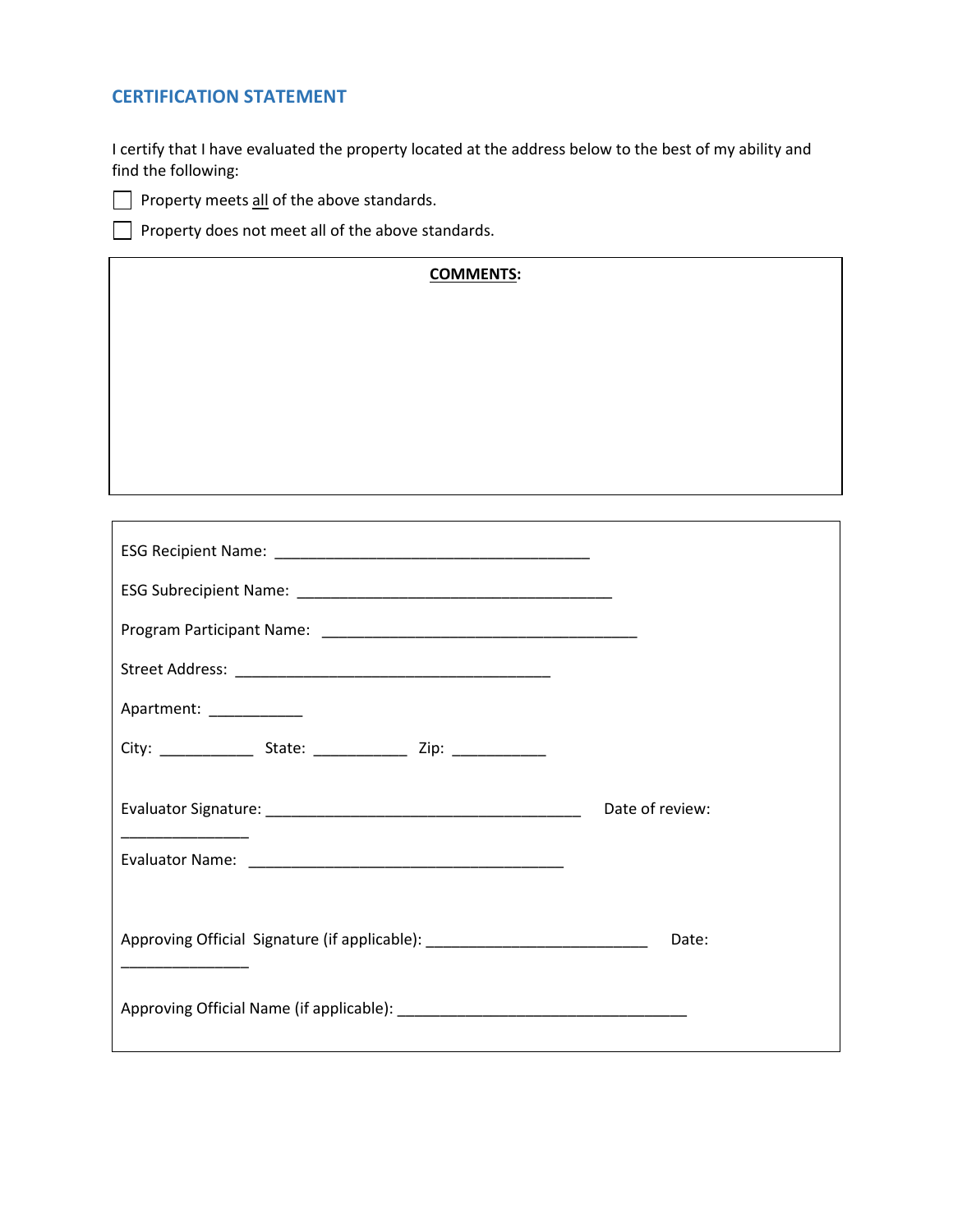## CERTIFICATION STATEMENT

I certify that I have evaluated the property located at the address below to the best of my ability and find the following:

☐ Property meets all of the above standards.

☐ Property does not meet all of the above standards.

**COMMENTS**:

ESG Recipient Name: ______________________________________

ESG Subrecipient Name: ______________________________________

Program Participant Name: ______________________________________

Street Address: ______________________________________

Apartment: ___________

City: ___________ State: ___________ Zip: ___________

Evaluator Signature: ______________________________________ Date of review: _______________

Evaluator Name: ______________________________________

Approving Official Signature (if applicable): __________________________ Date: _______________

Approving Official Name (if applicable): __________________________________